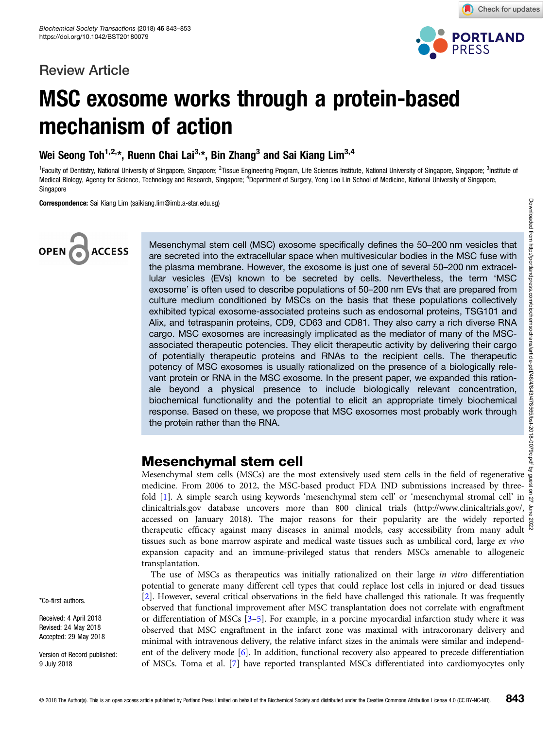Review Article

# MSC exosome works through a protein-based mechanism of action

**Wei Seong Toh[1,2,*], Ruenn Chai Lai[3,*], Bin Zhang[3] and Sai Kiang Lim[3,4]**

[1]Faculty of Dentistry, National University of Singapore, Singapore; [2]Tissue Engineering Program, Life Sciences Institute, National University of Singapore, Singapore; [3]Institute of Medical Biology, Agency for Science, Technology and Research, Singapore; [4]Department of Surgery, Yong Loo Lin School of Medicine, National University of Singapore, Singapore

**Correspondence:** Sai Kiang Lim (saikiang.lim@imb.a-star.edu.sg)

OPEN ACCESS

Mesenchymal stem cell (MSC) exosome specifically defines the 50–200 nm vesicles that are secreted into the extracellular space when multivesicular bodies in the MSC fuse with the plasma membrane. However, the exosome is just one of several 50–200 nm extracellular vesicles (EVs) known to be secreted by cells. Nevertheless, the term 'MSC exosome' is often used to describe populations of 50–200 nm EVs that are prepared from culture medium conditioned by MSCs on the basis that these populations collectively exhibited typical exosome-associated proteins such as endosomal proteins, TSG101 and Alix, and tetraspanin proteins, CD9, CD63 and CD81. They also carry a rich diverse RNA cargo. MSC exosomes are increasingly implicated as the mediator of many of the MSC-associated therapeutic potencies. They elicit therapeutic activity by delivering their cargo of potentially therapeutic proteins and RNAs to the recipient cells. The therapeutic potency of MSC exosomes is usually rationalized on the presence of a biologically relevant protein or RNA in the MSC exosome. In the present paper, we expanded this rationale beyond a physical presence to include biologically relevant concentration, biochemical functionality and the potential to elicit an appropriate timely biochemical response. Based on these, we propose that MSC exosomes most probably work through the protein rather than the RNA.

*Co-first authors.

Received: 4 April 2018
Revised: 24 May 2018
Accepted: 29 May 2018

Version of Record published: 9 July 2018

## Mesenchymal stem cell

Mesenchymal stem cells (MSCs) are the most extensively used stem cells in the field of regenerative medicine. From 2006 to 2012, the MSC-based product FDA IND submissions increased by three-fold [1]. A simple search using keywords 'mesenchymal stem cell' or 'mesenchymal stromal cell' in clinicaltrials.gov database uncovers more than 800 clinical trials (http://www.clinicaltrials.gov/, accessed on January 2018). The major reasons for their popularity are the widely reported therapeutic efficacy against many diseases in animal models, easy accessibility from many adult tissues such as bone marrow aspirate and medical waste tissues such as umbilical cord, large *ex vivo* expansion capacity and an immune-privileged status that renders MSCs amenable to allogeneic transplantation.

The use of MSCs as therapeutics was initially rationalized on their large *in vitro* differentiation potential to generate many different cell types that could replace lost cells in injured or dead tissues [2]. However, several critical observations in the field have challenged this rationale. It was frequently observed that functional improvement after MSC transplantation does not correlate with engraftment or differentiation of MSCs [3–5]. For example, in a porcine myocardial infarction study where it was observed that MSC engraftment in the infarct zone was maximal with intracoronary delivery and minimal with intravenous delivery, the relative infarct sizes in the animals were similar and independent of the delivery mode [6]. In addition, functional recovery also appeared to precede differentiation of MSCs. Toma et al. [7] have reported transplanted MSCs differentiated into cardiomyocytes only

© 2018 The Author(s). This is an open access article published by Portland Press Limited on behalf of the Biochemical Society and distributed under the Creative Commons Attribution License 4.0 (CC BY-NC-ND).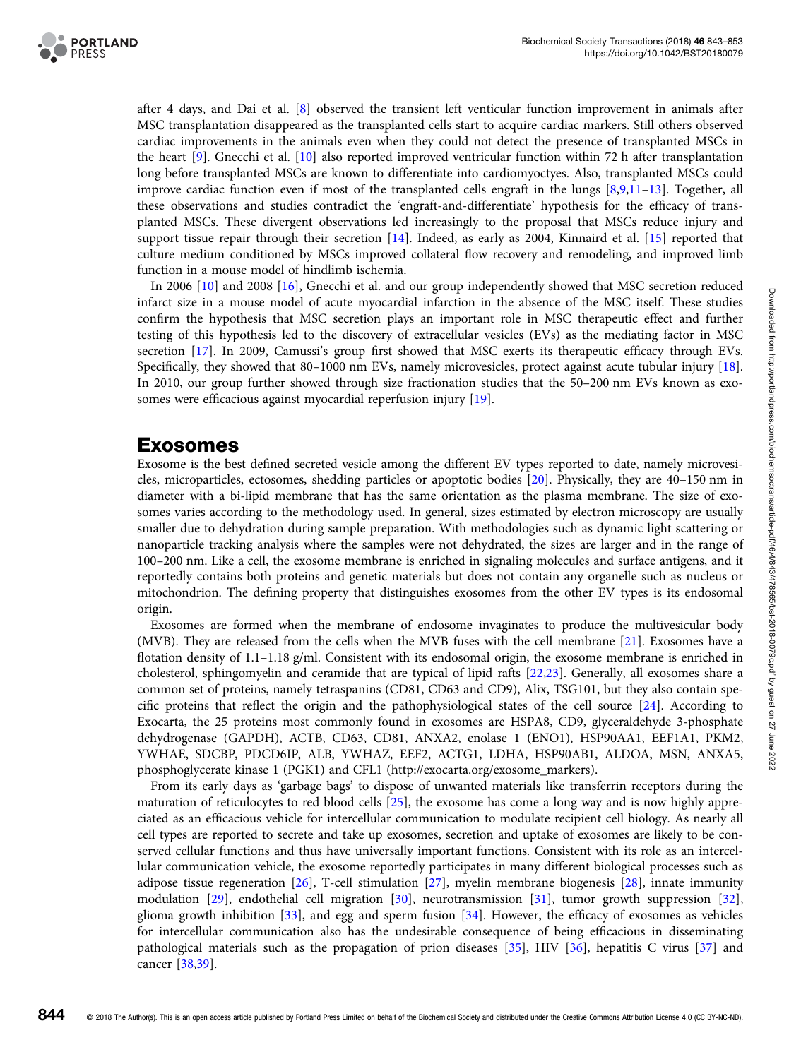after 4 days, and Dai et al. [8] observed the transient left venticular function improvement in animals after MSC transplantation disappeared as the transplanted cells start to acquire cardiac markers. Still others observed cardiac improvements in the animals even when they could not detect the presence of transplanted MSCs in the heart [9]. Gnecchi et al. [10] also reported improved ventricular function within 72 h after transplantation long before transplanted MSCs are known to differentiate into cardiomyoctyes. Also, transplanted MSCs could improve cardiac function even if most of the transplanted cells engraft in the lungs [8,9,11–13]. Together, all these observations and studies contradict the 'engraft-and-differentiate' hypothesis for the efficacy of transplanted MSCs. These divergent observations led increasingly to the proposal that MSCs reduce injury and support tissue repair through their secretion [14]. Indeed, as early as 2004, Kinnaird et al. [15] reported that culture medium conditioned by MSCs improved collateral flow recovery and remodeling, and improved limb function in a mouse model of hindlimb ischemia.

In 2006 [10] and 2008 [16], Gnecchi et al. and our group independently showed that MSC secretion reduced infarct size in a mouse model of acute myocardial infarction in the absence of the MSC itself. These studies confirm the hypothesis that MSC secretion plays an important role in MSC therapeutic effect and further testing of this hypothesis led to the discovery of extracellular vesicles (EVs) as the mediating factor in MSC secretion [17]. In 2009, Camussi's group first showed that MSC exerts its therapeutic efficacy through EVs. Specifically, they showed that 80–1000 nm EVs, namely microvesicles, protect against acute tubular injury [18]. In 2010, our group further showed through size fractionation studies that the 50–200 nm EVs known as exosomes were efficacious against myocardial reperfusion injury [19].

## Exosomes

Exosome is the best defined secreted vesicle among the different EV types reported to date, namely microvesicles, microparticles, ectosomes, shedding particles or apoptotic bodies [20]. Physically, they are 40–150 nm in diameter with a bi-lipid membrane that has the same orientation as the plasma membrane. The size of exosomes varies according to the methodology used. In general, sizes estimated by electron microscopy are usually smaller due to dehydration during sample preparation. With methodologies such as dynamic light scattering or nanoparticle tracking analysis where the samples were not dehydrated, the sizes are larger and in the range of 100–200 nm. Like a cell, the exosome membrane is enriched in signaling molecules and surface antigens, and it reportedly contains both proteins and genetic materials but does not contain any organelle such as nucleus or mitochondrion. The defining property that distinguishes exosomes from the other EV types is its endosomal origin.

Exosomes are formed when the membrane of endosome invaginates to produce the multivesicular body (MVB). They are released from the cells when the MVB fuses with the cell membrane [21]. Exosomes have a flotation density of 1.1–1.18 g/ml. Consistent with its endosomal origin, the exosome membrane is enriched in cholesterol, sphingomyelin and ceramide that are typical of lipid rafts [22,23]. Generally, all exosomes share a common set of proteins, namely tetraspanins (CD81, CD63 and CD9), Alix, TSG101, but they also contain specific proteins that reflect the origin and the pathophysiological states of the cell source [24]. According to Exocarta, the 25 proteins most commonly found in exosomes are HSPA8, CD9, glyceraldehyde 3-phosphate dehydrogenase (GAPDH), ACTB, CD63, CD81, ANXA2, enolase 1 (ENO1), HSP90AA1, EEF1A1, PKM2, YWHAE, SDCBP, PDCD6IP, ALB, YWHAZ, EEF2, ACTG1, LDHA, HSP90AB1, ALDOA, MSN, ANXA5, phosphoglycerate kinase 1 (PGK1) and CFL1 (http://exocarta.org/exosome_markers).

From its early days as 'garbage bags' to dispose of unwanted materials like transferrin receptors during the maturation of reticulocytes to red blood cells [25], the exosome has come a long way and is now highly appreciated as an efficacious vehicle for intercellular communication to modulate recipient cell biology. As nearly all cell types are reported to secrete and take up exosomes, secretion and uptake of exosomes are likely to be conserved cellular functions and thus have universally important functions. Consistent with its role as an intercellular communication vehicle, the exosome reportedly participates in many different biological processes such as adipose tissue regeneration [26], T-cell stimulation [27], myelin membrane biogenesis [28], innate immunity modulation [29], endothelial cell migration [30], neurotransmission [31], tumor growth suppression [32], glioma growth inhibition [33], and egg and sperm fusion [34]. However, the efficacy of exosomes as vehicles for intercellular communication also has the undesirable consequence of being efficacious in disseminating pathological materials such as the propagation of prion diseases [35], HIV [36], hepatitis C virus [37] and cancer [38,39].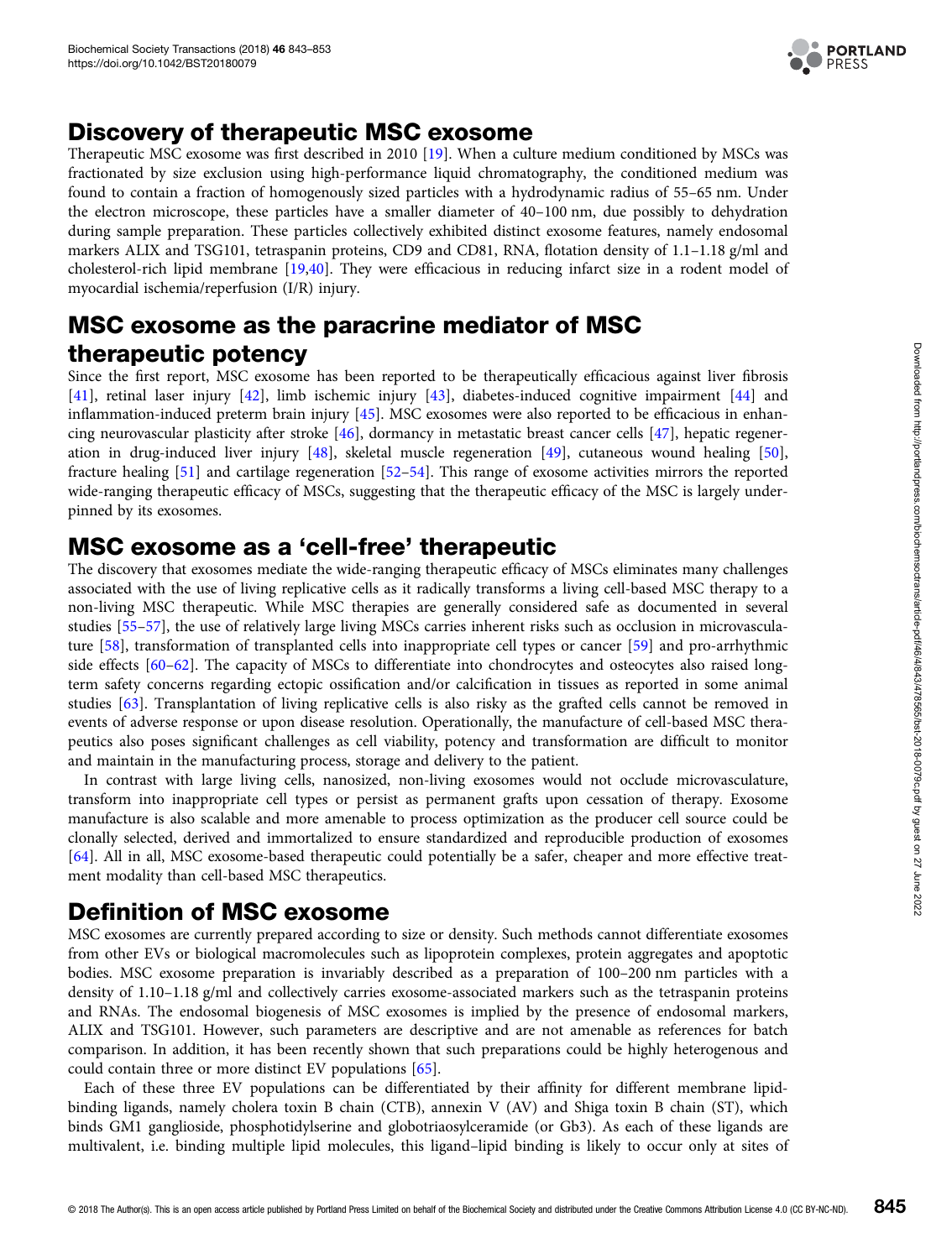## Discovery of therapeutic MSC exosome

Therapeutic MSC exosome was first described in 2010 [19]. When a culture medium conditioned by MSCs was fractionated by size exclusion using high-performance liquid chromatography, the conditioned medium was found to contain a fraction of homogenously sized particles with a hydrodynamic radius of 55–65 nm. Under the electron microscope, these particles have a smaller diameter of 40–100 nm, due possibly to dehydration during sample preparation. These particles collectively exhibited distinct exosome features, namely endosomal markers ALIX and TSG101, tetraspanin proteins, CD9 and CD81, RNA, flotation density of 1.1–1.18 g/ml and cholesterol-rich lipid membrane [19,40]. They were efficacious in reducing infarct size in a rodent model of myocardial ischemia/reperfusion (I/R) injury.

## MSC exosome as the paracrine mediator of MSC therapeutic potency

Since the first report, MSC exosome has been reported to be therapeutically efficacious against liver fibrosis [41], retinal laser injury [42], limb ischemic injury [43], diabetes-induced cognitive impairment [44] and inflammation-induced preterm brain injury [45]. MSC exosomes were also reported to be efficacious in enhancing neurovascular plasticity after stroke [46], dormancy in metastatic breast cancer cells [47], hepatic regeneration in drug-induced liver injury [48], skeletal muscle regeneration [49], cutaneous wound healing [50], fracture healing [51] and cartilage regeneration [52–54]. This range of exosome activities mirrors the reported wide-ranging therapeutic efficacy of MSCs, suggesting that the therapeutic efficacy of the MSC is largely underpinned by its exosomes.

## MSC exosome as a 'cell-free' therapeutic

The discovery that exosomes mediate the wide-ranging therapeutic efficacy of MSCs eliminates many challenges associated with the use of living replicative cells as it radically transforms a living cell-based MSC therapy to a non-living MSC therapeutic. While MSC therapies are generally considered safe as documented in several studies [55–57], the use of relatively large living MSCs carries inherent risks such as occlusion in microvasculature [58], transformation of transplanted cells into inappropriate cell types or cancer [59] and pro-arrhythmic side effects [60–62]. The capacity of MSCs to differentiate into chondrocytes and osteocytes also raised long-term safety concerns regarding ectopic ossification and/or calcification in tissues as reported in some animal studies [63]. Transplantation of living replicative cells is also risky as the grafted cells cannot be removed in events of adverse response or upon disease resolution. Operationally, the manufacture of cell-based MSC therapeutics also poses significant challenges as cell viability, potency and transformation are difficult to monitor and maintain in the manufacturing process, storage and delivery to the patient.

In contrast with large living cells, nanosized, non-living exosomes would not occlude microvasculature, transform into inappropriate cell types or persist as permanent grafts upon cessation of therapy. Exosome manufacture is also scalable and more amenable to process optimization as the producer cell source could be clonally selected, derived and immortalized to ensure standardized and reproducible production of exosomes [64]. All in all, MSC exosome-based therapeutic could potentially be a safer, cheaper and more effective treatment modality than cell-based MSC therapeutics.

## Definition of MSC exosome

MSC exosomes are currently prepared according to size or density. Such methods cannot differentiate exosomes from other EVs or biological macromolecules such as lipoprotein complexes, protein aggregates and apoptotic bodies. MSC exosome preparation is invariably described as a preparation of 100–200 nm particles with a density of 1.10–1.18 g/ml and collectively carries exosome-associated markers such as the tetraspanin proteins and RNAs. The endosomal biogenesis of MSC exosomes is implied by the presence of endosomal markers, ALIX and TSG101. However, such parameters are descriptive and are not amenable as references for batch comparison. In addition, it has been recently shown that such preparations could be highly heterogenous and could contain three or more distinct EV populations [65].

Each of these three EV populations can be differentiated by their affinity for different membrane lipid-binding ligands, namely cholera toxin B chain (CTB), annexin V (AV) and Shiga toxin B chain (ST), which binds GM1 ganglioside, phosphotidylserine and globotriaosylceramide (or Gb3). As each of these ligands are multivalent, i.e. binding multiple lipid molecules, this ligand–lipid binding is likely to occur only at sites of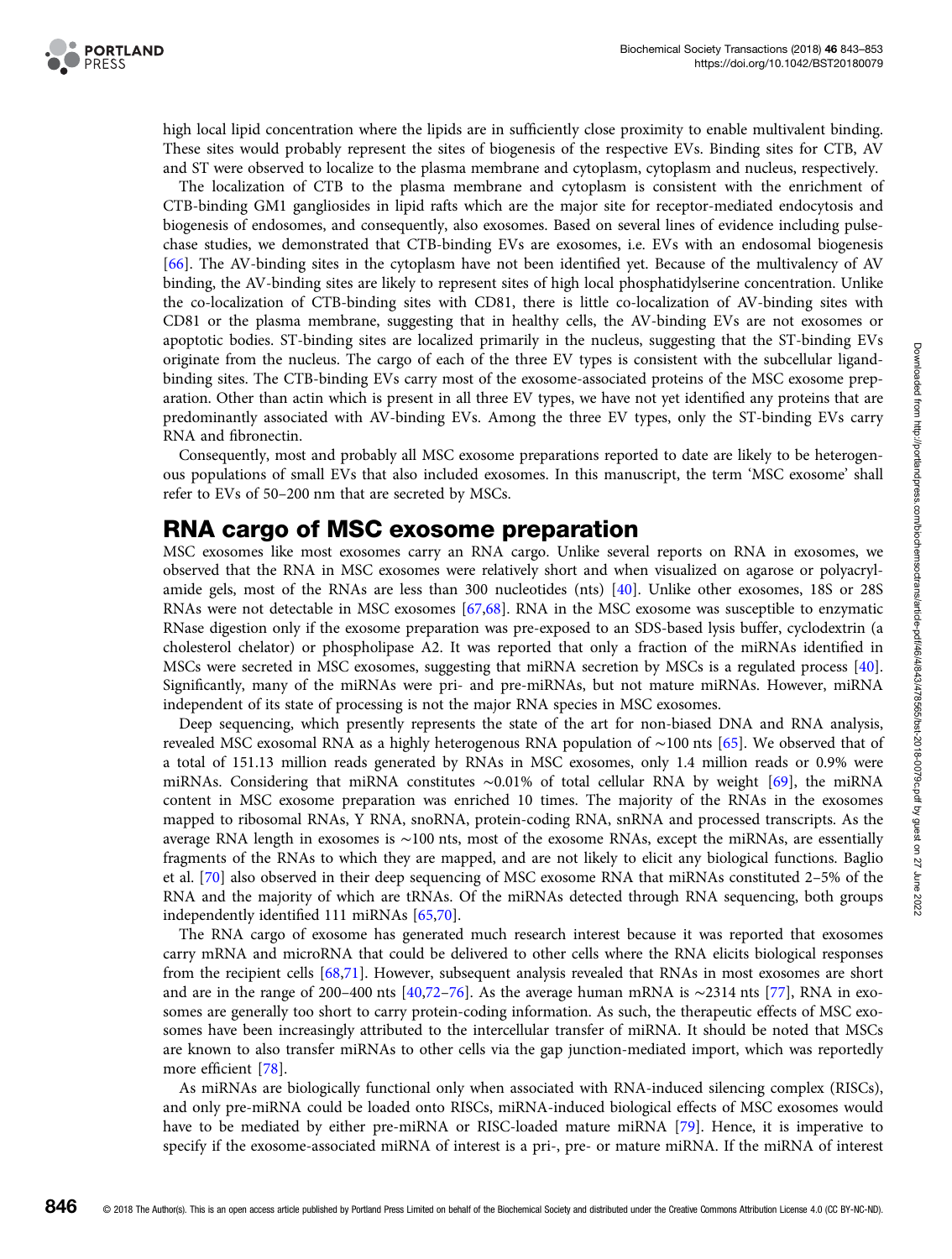high local lipid concentration where the lipids are in sufficiently close proximity to enable multivalent binding. These sites would probably represent the sites of biogenesis of the respective EVs. Binding sites for CTB, AV and ST were observed to localize to the plasma membrane and cytoplasm, cytoplasm and nucleus, respectively.

The localization of CTB to the plasma membrane and cytoplasm is consistent with the enrichment of CTB-binding GM1 gangliosides in lipid rafts which are the major site for receptor-mediated endocytosis and biogenesis of endosomes, and consequently, also exosomes. Based on several lines of evidence including pulse-chase studies, we demonstrated that CTB-binding EVs are exosomes, i.e. EVs with an endosomal biogenesis [66]. The AV-binding sites in the cytoplasm have not been identified yet. Because of the multivalency of AV binding, the AV-binding sites are likely to represent sites of high local phosphatidylserine concentration. Unlike the co-localization of CTB-binding sites with CD81, there is little co-localization of AV-binding sites with CD81 or the plasma membrane, suggesting that in healthy cells, the AV-binding EVs are not exosomes or apoptotic bodies. ST-binding sites are localized primarily in the nucleus, suggesting that the ST-binding EVs originate from the nucleus. The cargo of each of the three EV types is consistent with the subcellular ligand-binding sites. The CTB-binding EVs carry most of the exosome-associated proteins of the MSC exosome preparation. Other than actin which is present in all three EV types, we have not yet identified any proteins that are predominantly associated with AV-binding EVs. Among the three EV types, only the ST-binding EVs carry RNA and fibronectin.

Consequently, most and probably all MSC exosome preparations reported to date are likely to be heterogeneous populations of small EVs that also included exosomes. In this manuscript, the term 'MSC exosome' shall refer to EVs of 50–200 nm that are secreted by MSCs.

## RNA cargo of MSC exosome preparation

MSC exosomes like most exosomes carry an RNA cargo. Unlike several reports on RNA in exosomes, we observed that the RNA in MSC exosomes were relatively short and when visualized on agarose or polyacrylamide gels, most of the RNAs are less than 300 nucleotides (nts) [40]. Unlike other exosomes, 18S or 28S RNAs were not detectable in MSC exosomes [67,68]. RNA in the MSC exosome was susceptible to enzymatic RNase digestion only if the exosome preparation was pre-exposed to an SDS-based lysis buffer, cyclodextrin (a cholesterol chelator) or phospholipase A2. It was reported that only a fraction of the miRNAs identified in MSCs were secreted in MSC exosomes, suggesting that miRNA secretion by MSCs is a regulated process [40]. Significantly, many of the miRNAs were pri- and pre-miRNAs, but not mature miRNAs. However, miRNA independent of its state of processing is not the major RNA species in MSC exosomes.

Deep sequencing, which presently represents the state of the art for non-biased DNA and RNA analysis, revealed MSC exosomal RNA as a highly heterogenous RNA population of ∼100 nts [65]. We observed that of a total of 151.13 million reads generated by RNAs in MSC exosomes, only 1.4 million reads or 0.9% were miRNAs. Considering that miRNA constitutes ∼0.01% of total cellular RNA by weight [69], the miRNA content in MSC exosome preparation was enriched 10 times. The majority of the RNAs in the exosomes mapped to ribosomal RNAs, Y RNA, snoRNA, protein-coding RNA, snRNA and processed transcripts. As the average RNA length in exosomes is ∼100 nts, most of the exosome RNAs, except the miRNAs, are essentially fragments of the RNAs to which they are mapped, and are not likely to elicit any biological functions. Baglio et al. [70] also observed in their deep sequencing of MSC exosome RNA that miRNAs constituted 2–5% of the RNA and the majority of which are tRNAs. Of the miRNAs detected through RNA sequencing, both groups independently identified 111 miRNAs [65,70].

The RNA cargo of exosome has generated much research interest because it was reported that exosomes carry mRNA and microRNA that could be delivered to other cells where the RNA elicits biological responses from the recipient cells [68,71]. However, subsequent analysis revealed that RNAs in most exosomes are short and are in the range of 200–400 nts [40,72–76]. As the average human mRNA is ∼2314 nts [77], RNA in exosomes are generally too short to carry protein-coding information. As such, the therapeutic effects of MSC exosomes have been increasingly attributed to the intercellular transfer of miRNA. It should be noted that MSCs are known to also transfer miRNAs to other cells via the gap junction-mediated import, which was reportedly more efficient [78].

As miRNAs are biologically functional only when associated with RNA-induced silencing complex (RISCs), and only pre-miRNA could be loaded onto RISCs, miRNA-induced biological effects of MSC exosomes would have to be mediated by either pre-miRNA or RISC-loaded mature miRNA [79]. Hence, it is imperative to specify if the exosome-associated miRNA of interest is a pri-, pre- or mature miRNA. If the miRNA of interest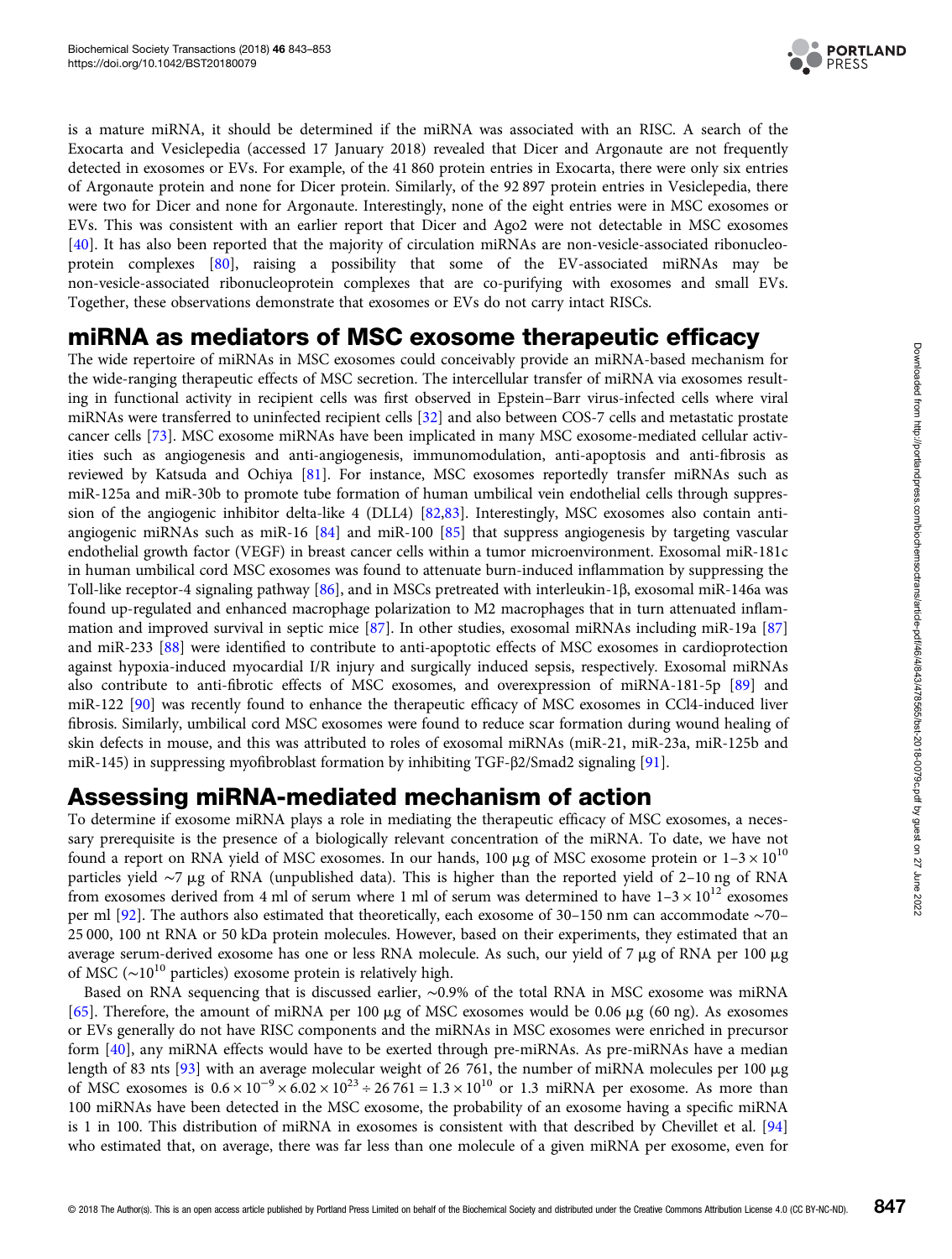is a mature miRNA, it should be determined if the miRNA was associated with an RISC. A search of the Exocarta and Vesiclepedia (accessed 17 January 2018) revealed that Dicer and Argonaute are not frequently detected in exosomes or EVs. For example, of the 41 860 protein entries in Exocarta, there were only six entries of Argonaute protein and none for Dicer protein. Similarly, of the 92 897 protein entries in Vesiclepedia, there were two for Dicer and none for Argonaute. Interestingly, none of the eight entries were in MSC exosomes or EVs. This was consistent with an earlier report that Dicer and Ago2 were not detectable in MSC exosomes [40]. It has also been reported that the majority of circulation miRNAs are non-vesicle-associated ribonucleoprotein complexes [80], raising a possibility that some of the EV-associated miRNAs may be non-vesicle-associated ribonucleoprotein complexes that are co-purifying with exosomes and small EVs. Together, these observations demonstrate that exosomes or EVs do not carry intact RISCs.

## miRNA as mediators of MSC exosome therapeutic efficacy

The wide repertoire of miRNAs in MSC exosomes could conceivably provide an miRNA-based mechanism for the wide-ranging therapeutic effects of MSC secretion. The intercellular transfer of miRNA via exosomes resulting in functional activity in recipient cells was first observed in Epstein–Barr virus-infected cells where viral miRNAs were transferred to uninfected recipient cells [32] and also between COS-7 cells and metastatic prostate cancer cells [73]. MSC exosome miRNAs have been implicated in many MSC exosome-mediated cellular activities such as angiogenesis and anti-angiogenesis, immunomodulation, anti-apoptosis and anti-fibrosis as reviewed by Katsuda and Ochiya [81]. For instance, MSC exosomes reportedly transfer miRNAs such as miR-125a and miR-30b to promote tube formation of human umbilical vein endothelial cells through suppression of the angiogenic inhibitor delta-like 4 (DLL4) [82,83]. Interestingly, MSC exosomes also contain anti-angiogenic miRNAs such as miR-16 [84] and miR-100 [85] that suppress angiogenesis by targeting vascular endothelial growth factor (VEGF) in breast cancer cells within a tumor microenvironment. Exosomal miR-181c in human umbilical cord MSC exosomes was found to attenuate burn-induced inflammation by suppressing the Toll-like receptor-4 signaling pathway [86], and in MSCs pretreated with interleukin-1β, exosomal miR-146a was found up-regulated and enhanced macrophage polarization to M2 macrophages that in turn attenuated inflammation and improved survival in septic mice [87]. In other studies, exosomal miRNAs including miR-19a [87] and miR-233 [88] were identified to contribute to anti-apoptotic effects of MSC exosomes in cardioprotection against hypoxia-induced myocardial I/R injury and surgically induced sepsis, respectively. Exosomal miRNAs also contribute to anti-fibrotic effects of MSC exosomes, and overexpression of miRNA-181-5p [89] and miR-122 [90] was recently found to enhance the therapeutic efficacy of MSC exosomes in CCl4-induced liver fibrosis. Similarly, umbilical cord MSC exosomes were found to reduce scar formation during wound healing of skin defects in mouse, and this was attributed to roles of exosomal miRNAs (miR-21, miR-23a, miR-125b and miR-145) in suppressing myofibroblast formation by inhibiting TGF-β2/Smad2 signaling [91].

## Assessing miRNA-mediated mechanism of action

To determine if exosome miRNA plays a role in mediating the therapeutic efficacy of MSC exosomes, a necessary prerequisite is the presence of a biologically relevant concentration of the miRNA. To date, we have not found a report on RNA yield of MSC exosomes. In our hands, 100 μg of MSC exosome protein or $1\text{–}3 \times 10^{10}$ particles yield ∼7 μg of RNA (unpublished data). This is higher than the reported yield of 2–10 ng of RNA from exosomes derived from 4 ml of serum where 1 ml of serum was determined to have $1\text{–}3 \times 10^{12}$ exosomes per ml [92]. The authors also estimated that theoretically, each exosome of 30–150 nm can accommodate ∼70–25 000, 100 nt RNA or 50 kDa protein molecules. However, based on their experiments, they estimated that an average serum-derived exosome has one or less RNA molecule. As such, our yield of 7 μg of RNA per 100 μg of MSC (∼$10^{10}$ particles) exosome protein is relatively high.

Based on RNA sequencing that is discussed earlier, ∼0.9% of the total RNA in MSC exosome was miRNA [65]. Therefore, the amount of miRNA per 100 μg of MSC exosomes would be 0.06 μg (60 ng). As exosomes or EVs generally do not have RISC components and the miRNAs in MSC exosomes were enriched in precursor form [40], any miRNA effects would have to be exerted through pre-miRNAs. As pre-miRNAs have a median length of 83 nts [93] with an average molecular weight of 26 761, the number of miRNA molecules per 100 μg of MSC exosomes is $0.6 \times 10^{-9} \times 6.02 \times 10^{23} \div 26\,761 = 1.3 \times 10^{10}$ or 1.3 miRNA per exosome. As more than 100 miRNAs have been detected in the MSC exosome, the probability of an exosome having a specific miRNA is 1 in 100. This distribution of miRNA in exosomes is consistent with that described by Chevillet et al. [94] who estimated that, on average, there was far less than one molecule of a given miRNA per exosome, even for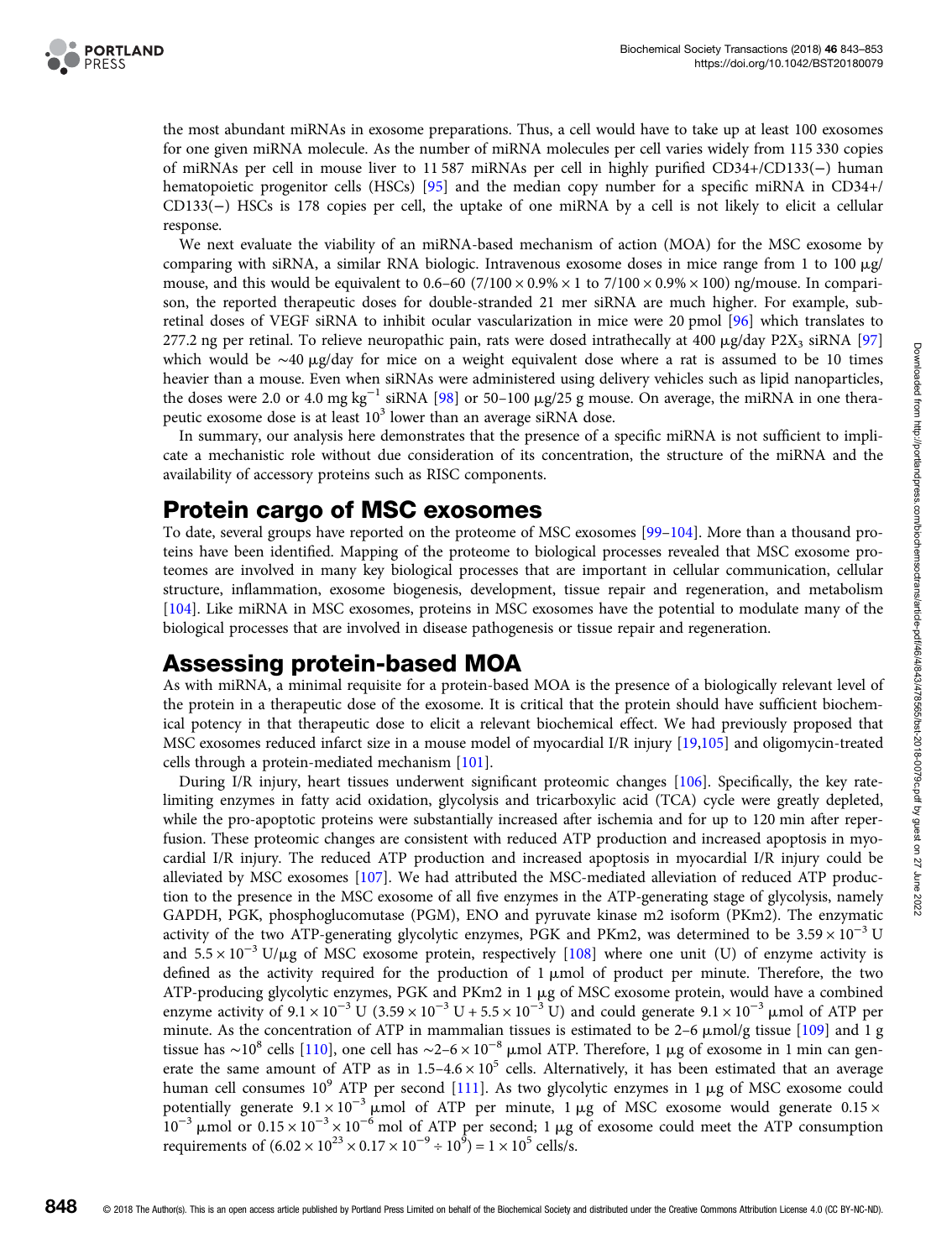the most abundant miRNAs in exosome preparations. Thus, a cell would have to take up at least 100 exosomes for one given miRNA molecule. As the number of miRNA molecules per cell varies widely from 115 330 copies of miRNAs per cell in mouse liver to 11 587 miRNAs per cell in highly purified CD34+/CD133(−) human hematopoietic progenitor cells (HSCs) [95] and the median copy number for a specific miRNA in CD34+/CD133(−) HSCs is 178 copies per cell, the uptake of one miRNA by a cell is not likely to elicit a cellular response.

We next evaluate the viability of an miRNA-based mechanism of action (MOA) for the MSC exosome by comparing with siRNA, a similar RNA biologic. Intravenous exosome doses in mice range from 1 to 100 μg/mouse, and this would be equivalent to 0.6–60 ($7/100 \times 0.9\% \times 1$ to $7/100 \times 0.9\% \times 100$) ng/mouse. In comparison, the reported therapeutic doses for double-stranded 21 mer siRNA are much higher. For example, subretinal doses of VEGF siRNA to inhibit ocular vascularization in mice were 20 pmol [96] which translates to 277.2 ng per retinal. To relieve neuropathic pain, rats were dosed intrathecally at 400 μg/day $P2X_3$ siRNA [97] which would be ~40 μg/day for mice on a weight equivalent dose where a rat is assumed to be 10 times heavier than a mouse. Even when siRNAs were administered using delivery vehicles such as lipid nanoparticles, the doses were 2.0 or 4.0 mg $kg^{-1}$ siRNA [98] or 50–100 μg/25 g mouse. On average, the miRNA in one therapeutic exosome dose is at least $10^3$ lower than an average siRNA dose.

In summary, our analysis here demonstrates that the presence of a specific miRNA is not sufficient to implicate a mechanistic role without due consideration of its concentration, the structure of the miRNA and the availability of accessory proteins such as RISC components.

## Protein cargo of MSC exosomes

To date, several groups have reported on the proteome of MSC exosomes [99–104]. More than a thousand proteins have been identified. Mapping of the proteome to biological processes revealed that MSC exosome proteomes are involved in many key biological processes that are important in cellular communication, cellular structure, inflammation, exosome biogenesis, development, tissue repair and regeneration, and metabolism [104]. Like miRNA in MSC exosomes, proteins in MSC exosomes have the potential to modulate many of the biological processes that are involved in disease pathogenesis or tissue repair and regeneration.

## Assessing protein-based MOA

As with miRNA, a minimal requisite for a protein-based MOA is the presence of a biologically relevant level of the protein in a therapeutic dose of the exosome. It is critical that the protein should have sufficient biochemical potency in that therapeutic dose to elicit a relevant biochemical effect. We had previously proposed that MSC exosomes reduced infarct size in a mouse model of myocardial I/R injury [19,105] and oligomycin-treated cells through a protein-mediated mechanism [101].

During I/R injury, heart tissues underwent significant proteomic changes [106]. Specifically, the key rate-limiting enzymes in fatty acid oxidation, glycolysis and tricarboxylic acid (TCA) cycle were greatly depleted, while the pro-apoptotic proteins were substantially increased after ischemia and for up to 120 min after reperfusion. These proteomic changes are consistent with reduced ATP production and increased apoptosis in myocardial I/R injury. The reduced ATP production and increased apoptosis in myocardial I/R injury could be alleviated by MSC exosomes [107]. We had attributed the MSC-mediated alleviation of reduced ATP production to the presence in the MSC exosome of all five enzymes in the ATP-generating stage of glycolysis, namely GAPDH, PGK, phosphoglucomutase (PGM), ENO and pyruvate kinase m2 isoform (PKm2). The enzymatic activity of the two ATP-generating glycolytic enzymes, PGK and PKm2, was determined to be $3.59 \times 10^{-3}$ U and $5.5 \times 10^{-3}$ U/μg of MSC exosome protein, respectively [108] where one unit (U) of enzyme activity is defined as the activity required for the production of 1 μmol of product per minute. Therefore, the two ATP-producing glycolytic enzymes, PGK and PKm2 in 1 μg of MSC exosome protein, would have a combined enzyme activity of $9.1 \times 10^{-3}$ U ($3.59 \times 10^{-3}$ U + $5.5 \times 10^{-3}$ U) and could generate $9.1 \times 10^{-3}$ μmol of ATP per minute. As the concentration of ATP in mammalian tissues is estimated to be 2–6 μmol/g tissue [109] and 1 g tissue has ~$10^8$ cells [110], one cell has ~$2–6 \times 10^{-8}$ μmol ATP. Therefore, 1 μg of exosome in 1 min can generate the same amount of ATP as in $1.5–4.6 \times 10^5$ cells. Alternatively, it has been estimated that an average human cell consumes $10^9$ ATP per second [111]. As two glycolytic enzymes in 1 μg of MSC exosome could potentially generate $9.1 \times 10^{-3}$ μmol of ATP per minute, 1 μg of MSC exosome would generate $0.15 \times 10^{-3}$ μmol or $0.15 \times 10^{-3} \times 10^{-6}$ mol of ATP per second; 1 μg of exosome could meet the ATP consumption requirements of ($6.02 \times 10^{23} \times 0.17 \times 10^{-9} \div 10^9$) = $1 \times 10^5$ cells/s.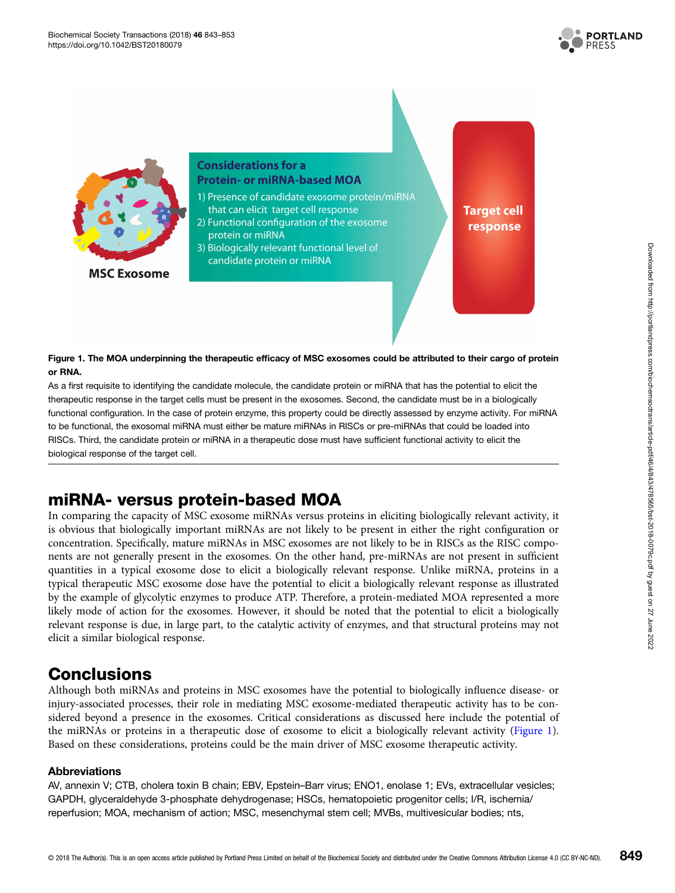MSC Exosome

Considerations for a Protein- or miRNA-based MOA

1) Presence of candidate exosome protein/miRNA that can elicit target cell response
2) Functional configuration of the exosome protein or miRNA
3) Biologically relevant functional level of candidate protein or miRNA

Target cell response

**Figure 1. The MOA underpinning the therapeutic efficacy of MSC exosomes could be attributed to their cargo of protein or RNA.**

As a first requisite to identifying the candidate molecule, the candidate protein or miRNA that has the potential to elicit the therapeutic response in the target cells must be present in the exosomes. Second, the candidate must be in a biologically functional configuration. In the case of protein enzyme, this property could be directly assessed by enzyme activity. For miRNA to be functional, the exosomal miRNA must either be mature miRNAs in RISCs or pre-miRNAs that could be loaded into RISCs. Third, the candidate protein or miRNA in a therapeutic dose must have sufficient functional activity to elicit the biological response of the target cell.

## miRNA- versus protein-based MOA

In comparing the capacity of MSC exosome miRNAs versus proteins in eliciting biologically relevant activity, it is obvious that biologically important miRNAs are not likely to be present in either the right configuration or concentration. Specifically, mature miRNAs in MSC exosomes are not likely to be in RISCs as the RISC components are not generally present in the exosomes. On the other hand, pre-miRNAs are not present in sufficient quantities in a typical exosome dose to elicit a biologically relevant response. Unlike miRNA, proteins in a typical therapeutic MSC exosome dose have the potential to elicit a biologically relevant response as illustrated by the example of glycolytic enzymes to produce ATP. Therefore, a protein-mediated MOA represented a more likely mode of action for the exosomes. However, it should be noted that the potential to elicit a biologically relevant response is due, in large part, to the catalytic activity of enzymes, and that structural proteins may not elicit a similar biological response.

## Conclusions

Although both miRNAs and proteins in MSC exosomes have the potential to biologically influence disease- or injury-associated processes, their role in mediating MSC exosome-mediated therapeutic activity has to be considered beyond a presence in the exosomes. Critical considerations as discussed here include the potential of the miRNAs or proteins in a therapeutic dose of exosome to elicit a biologically relevant activity (Figure 1). Based on these considerations, proteins could be the main driver of MSC exosome therapeutic activity.

### Abbreviations

AV, annexin V; CTB, cholera toxin B chain; EBV, Epstein–Barr virus; ENO1, enolase 1; EVs, extracellular vesicles; GAPDH, glyceraldehyde 3-phosphate dehydrogenase; HSCs, hematopoietic progenitor cells; I/R, ischemia/reperfusion; MOA, mechanism of action; MSC, mesenchymal stem cell; MVBs, multivesicular bodies; nts,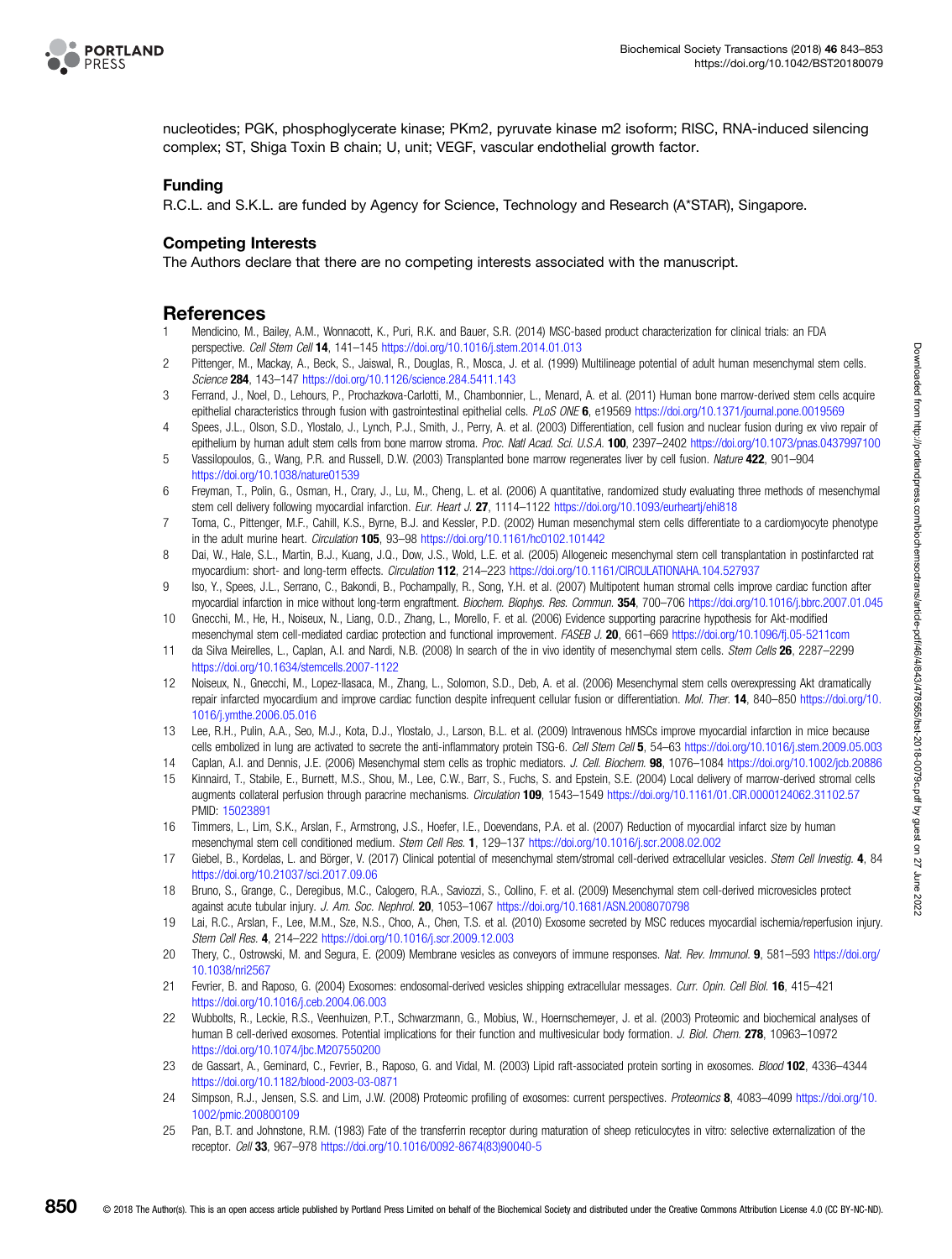nucleotides; PGK, phosphoglycerate kinase; PKm2, pyruvate kinase m2 isoform; RISC, RNA-induced silencing complex; ST, Shiga Toxin B chain; U, unit; VEGF, vascular endothelial growth factor.

### Funding

R.C.L. and S.K.L. are funded by Agency for Science, Technology and Research (A*STAR), Singapore.

### Competing Interests

The Authors declare that there are no competing interests associated with the manuscript.

## References

1. Mendicino, M., Bailey, A.M., Wonnacott, K., Puri, R.K. and Bauer, S.R. (2014) MSC-based product characterization for clinical trials: an FDA perspective. *Cell Stem Cell* **14**, 141–145 https://doi.org/10.1016/j.stem.2014.01.013
2. Pittenger, M., Mackay, A., Beck, S., Jaiswal, R., Douglas, R., Mosca, J. et al. (1999) Multilineage potential of adult human mesenchymal stem cells. *Science* **284**, 143–147 https://doi.org/10.1126/science.284.5411.143
3. Ferrand, J., Noel, D., Lehours, P., Prochazkova-Carlotti, M., Chambonnier, L., Menard, A. et al. (2011) Human bone marrow-derived stem cells acquire epithelial characteristics through fusion with gastrointestinal epithelial cells. *PLoS ONE* **6**, e19569 https://doi.org/10.1371/journal.pone.0019569
4. Spees, J.L., Olson, S.D., Ylostalo, J., Lynch, P.J., Smith, J., Perry, A. et al. (2003) Differentiation, cell fusion and nuclear fusion during ex vivo repair of epithelium by human adult stem cells from bone marrow stroma. *Proc. Natl Acad. Sci. U.S.A.* **100**, 2397–2402 https://doi.org/10.1073/pnas.0437997100
5. Vassilopoulos, G., Wang, P.R. and Russell, D.W. (2003) Transplanted bone marrow regenerates liver by cell fusion. *Nature* **422**, 901–904 https://doi.org/10.1038/nature01539
6. Freyman, T., Polin, G., Osman, H., Crary, J., Lu, M., Cheng, L. et al. (2006) A quantitative, randomized study evaluating three methods of mesenchymal stem cell delivery following myocardial infarction. *Eur. Heart J.* **27**, 1114–1122 https://doi.org/10.1093/eurheartj/ehi818
7. Toma, C., Pittenger, M.F., Cahill, K.S., Byrne, B.J. and Kessler, P.D. (2002) Human mesenchymal stem cells differentiate to a cardiomyocyte phenotype in the adult murine heart. *Circulation* **105**, 93–98 https://doi.org/10.1161/hc0102.101442
8. Dai, W., Hale, S.L., Martin, B.J., Kuang, J.Q., Dow, J.S., Wold, L.E. et al. (2005) Allogeneic mesenchymal stem cell transplantation in postinfarcted rat myocardium: short- and long-term effects. *Circulation* **112**, 214–223 https://doi.org/10.1161/CIRCULATIONAHA.104.527937
9. Iso, Y., Spees, J.L., Serrano, C., Bakondi, B., Pochampally, R., Song, Y.H. et al. (2007) Multipotent human stromal cells improve cardiac function after myocardial infarction in mice without long-term engraftment. *Biochem. Biophys. Res. Commun.* **354**, 700–706 https://doi.org/10.1016/j.bbrc.2007.01.045
10. Gnecchi, M., He, H., Noiseux, N., Liang, O.D., Zhang, L., Morello, F. et al. (2006) Evidence supporting paracrine hypothesis for Akt-modified mesenchymal stem cell-mediated cardiac protection and functional improvement. *FASEB J.* **20**, 661–669 https://doi.org/10.1096/fj.05-5211com
11. da Silva Meirelles, L., Caplan, A.I. and Nardi, N.B. (2008) In search of the in vivo identity of mesenchymal stem cells. *Stem Cells* **26**, 2287–2299 https://doi.org/10.1634/stemcells.2007-1122
12. Noiseux, N., Gnecchi, M., Lopez-Ilasaca, M., Zhang, L., Solomon, S.D., Deb, A. et al. (2006) Mesenchymal stem cells overexpressing Akt dramatically repair infarcted myocardium and improve cardiac function despite infrequent cellular fusion or differentiation. *Mol. Ther.* **14**, 840–850 https://doi.org/10.1016/j.ymthe.2006.05.016
13. Lee, R.H., Pulin, A.A., Seo, M.J., Kota, D.J., Ylostalo, J., Larson, B.L. et al. (2009) Intravenous hMSCs improve myocardial infarction in mice because cells embolized in lung are activated to secrete the anti-inflammatory protein TSG-6. *Cell Stem Cell* **5**, 54–63 https://doi.org/10.1016/j.stem.2009.05.003
14. Caplan, A.I. and Dennis, J.E. (2006) Mesenchymal stem cells as trophic mediators. *J. Cell. Biochem.* **98**, 1076–1084 https://doi.org/10.1002/jcb.20886
15. Kinnaird, T., Stabile, E., Burnett, M.S., Shou, M., Lee, C.W., Barr, S., Fuchs, S. and Epstein, S.E. (2004) Local delivery of marrow-derived stromal cells augments collateral perfusion through paracrine mechanisms. *Circulation* **109**, 1543–1549 https://doi.org/10.1161/01.CIR.0000124062.31102.57 PMID: 15023891
16. Timmers, L., Lim, S.K., Arslan, F., Armstrong, J.S., Hoefer, I.E., Doevendans, P.A. et al. (2007) Reduction of myocardial infarct size by human mesenchymal stem cell conditioned medium. *Stem Cell Res.* **1**, 129–137 https://doi.org/10.1016/j.scr.2008.02.002
17. Giebel, B., Kordelas, L. and Börger, V. (2017) Clinical potential of mesenchymal stem/stromal cell-derived extracellular vesicles. *Stem Cell Investig.* **4**, 84 https://doi.org/10.21037/sci.2017.09.06
18. Bruno, S., Grange, C., Deregibus, M.C., Calogero, R.A., Saviozzi, S., Collino, F. et al. (2009) Mesenchymal stem cell-derived microvesicles protect against acute tubular injury. *J. Am. Soc. Nephrol.* **20**, 1053–1067 https://doi.org/10.1681/ASN.2008070798
19. Lai, R.C., Arslan, F., Lee, M.M., Sze, N.S., Choo, A., Chen, T.S. et al. (2010) Exosome secreted by MSC reduces myocardial ischemia/reperfusion injury. *Stem Cell Res.* **4**, 214–222 https://doi.org/10.1016/j.scr.2009.12.003
20. Thery, C., Ostrowski, M. and Segura, E. (2009) Membrane vesicles as conveyors of immune responses. *Nat. Rev. Immunol.* **9**, 581–593 https://doi.org/10.1038/nri2567
21. Fevrier, B. and Raposo, G. (2004) Exosomes: endosomal-derived vesicles shipping extracellular messages. *Curr. Opin. Cell Biol.* **16**, 415–421 https://doi.org/10.1016/j.ceb.2004.06.003
22. Wubbolts, R., Leckie, R.S., Veenhuizen, P.T., Schwarzmann, G., Mobius, W., Hoernschemeyer, J. et al. (2003) Proteomic and biochemical analyses of human B cell-derived exosomes. Potential implications for their function and multivesicular body formation. *J. Biol. Chem.* **278**, 10963–10972 https://doi.org/10.1074/jbc.M207550200
23. de Gassart, A., Geminard, C., Fevrier, B., Raposo, G. and Vidal, M. (2003) Lipid raft-associated protein sorting in exosomes. *Blood* **102**, 4336–4344 https://doi.org/10.1182/blood-2003-03-0871
24. Simpson, R.J., Jensen, S.S. and Lim, J.W. (2008) Proteomic profiling of exosomes: current perspectives. *Proteomics* **8**, 4083–4099 https://doi.org/10.1002/pmic.200800109
25. Pan, B.T. and Johnstone, R.M. (1983) Fate of the transferrin receptor during maturation of sheep reticulocytes in vitro: selective externalization of the receptor. *Cell* **33**, 967–978 https://doi.org/10.1016/0092-8674(83)90040-5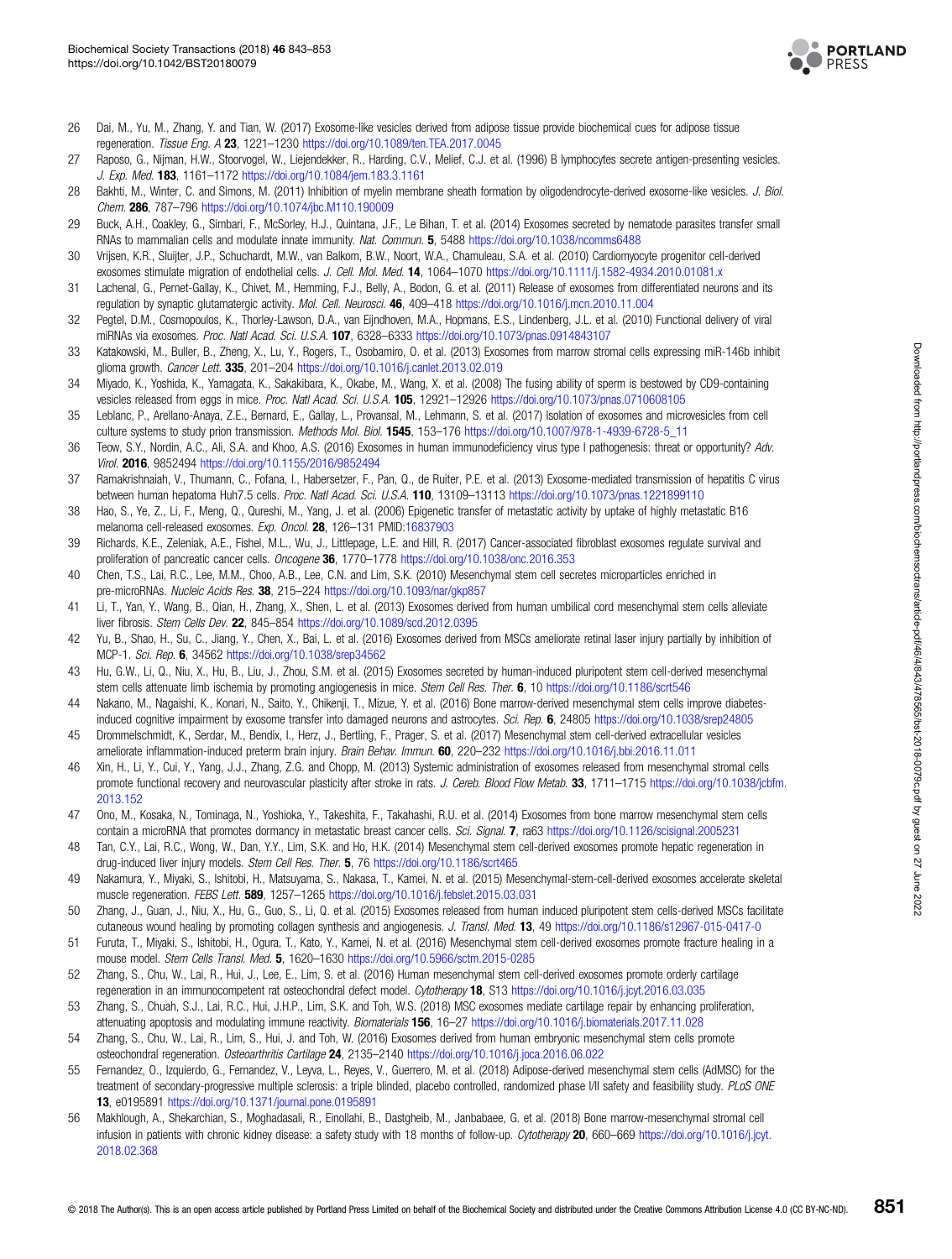26 Dai, M., Yu, M., Zhang, Y. and Tian, W. (2017) Exosome-like vesicles derived from adipose tissue provide biochemical cues for adipose tissue regeneration. *Tissue Eng. A* **23**, 1221–1230 https://doi.org/10.1089/ten.TEA.2017.0045

27 Raposo, G., Nijman, H.W., Stoorvogel, W., Liejendekker, R., Harding, C.V., Melief, C.J. et al. (1996) B lymphocytes secrete antigen-presenting vesicles. *J. Exp. Med.* **183**, 1161–1172 https://doi.org/10.1084/jem.183.3.1161

28 Bakhti, M., Winter, C. and Simons, M. (2011) Inhibition of myelin membrane sheath formation by oligodendrocyte-derived exosome-like vesicles. *J. Biol. Chem.* **286**, 787–796 https://doi.org/10.1074/jbc.M110.190009

29 Buck, A.H., Coakley, G., Simbari, F., McSorley, H.J., Quintana, J.F., Le Bihan, T. et al. (2014) Exosomes secreted by nematode parasites transfer small RNAs to mammalian cells and modulate innate immunity. *Nat. Commun.* **5**, 5488 https://doi.org/10.1038/ncomms6488

30 Vrijsen, K.R., Sluijter, J.P., Schuchardt, M.W., van Balkom, B.W., Noort, W.A., Chamuleau, S.A. et al. (2010) Cardiomyocyte progenitor cell-derived exosomes stimulate migration of endothelial cells. *J. Cell. Mol. Med.* **14**, 1064–1070 https://doi.org/10.1111/j.1582-4934.2010.01081.x

31 Lachenal, G., Pernet-Gallay, K., Chivet, M., Hemming, F.J., Belly, A., Bodon, G. et al. (2011) Release of exosomes from differentiated neurons and its regulation by synaptic glutamatergic activity. *Mol. Cell. Neurosci.* **46**, 409–418 https://doi.org/10.1016/j.mcn.2010.11.004

32 Pegtel, D.M., Cosmopoulos, K., Thorley-Lawson, D.A., van Eijndhoven, M.A., Hopmans, E.S., Lindenberg, J.L. et al. (2010) Functional delivery of viral miRNAs via exosomes. *Proc. Natl Acad. Sci. U.S.A.* **107**, 6328–6333 https://doi.org/10.1073/pnas.0914843107

33 Katakowski, M., Buller, B., Zheng, X., Lu, Y., Rogers, T., Osobamiro, O. et al. (2013) Exosomes from marrow stromal cells expressing miR-146b inhibit glioma growth. *Cancer Lett.* **335**, 201–204 https://doi.org/10.1016/j.canlet.2013.02.019

34 Miyado, K., Yoshida, K., Yamagata, K., Sakakibara, K., Okabe, M., Wang, X. et al. (2008) The fusing ability of sperm is bestowed by CD9-containing vesicles released from eggs in mice. *Proc. Natl Acad. Sci. U.S.A.* **105**, 12921–12926 https://doi.org/10.1073/pnas.0710608105

35 Leblanc, P., Arellano-Anaya, Z.E., Bernard, E., Gallay, L., Provansal, M., Lehmann, S. et al. (2017) Isolation of exosomes and microvesicles from cell culture systems to study prion transmission. *Methods Mol. Biol.* **1545**, 153–176 https://doi.org/10.1007/978-1-4939-6728-5_11

36 Teow, S.Y., Nordin, A.C., Ali, S.A. and Khoo, A.S. (2016) Exosomes in human immunodeficiency virus type I pathogenesis: threat or opportunity? *Adv. Virol.* **2016**, 9852494 https://doi.org/10.1155/2016/9852494

37 Ramakrishnaiah, V., Thumann, C., Fofana, I., Habersetzer, F., Pan, Q., de Ruiter, P.E. et al. (2013) Exosome-mediated transmission of hepatitis C virus between human hepatoma Huh7.5 cells. *Proc. Natl Acad. Sci. U.S.A.* **110**, 13109–13113 https://doi.org/10.1073/pnas.1221899110

38 Hao, S., Ye, Z., Li, F., Meng, Q., Qureshi, M., Yang, J. et al. (2006) Epigenetic transfer of metastatic activity by uptake of highly metastatic B16 melanoma cell-released exosomes. *Exp. Oncol.* **28**, 126–131 PMID:16837903

39 Richards, K.E., Zeleniak, A.E., Fishel, M.L., Wu, J., Littlepage, L.E. and Hill, R. (2017) Cancer-associated fibroblast exosomes regulate survival and proliferation of pancreatic cancer cells. *Oncogene* **36**, 1770–1778 https://doi.org/10.1038/onc.2016.353

40 Chen, T.S., Lai, R.C., Lee, M.M., Choo, A.B., Lee, C.N. and Lim, S.K. (2010) Mesenchymal stem cell secretes microparticles enriched in pre-microRNAs. *Nucleic Acids Res.* **38**, 215–224 https://doi.org/10.1093/nar/gkp857

41 Li, T., Yan, Y., Wang, B., Qian, H., Zhang, X., Shen, L. et al. (2013) Exosomes derived from human umbilical cord mesenchymal stem cells alleviate liver fibrosis. *Stem Cells Dev.* **22**, 845–854 https://doi.org/10.1089/scd.2012.0395

42 Yu, B., Shao, H., Su, C., Jiang, Y., Chen, X., Bai, L. et al. (2016) Exosomes derived from MSCs ameliorate retinal laser injury partially by inhibition of MCP-1. *Sci. Rep.* **6**, 34562 https://doi.org/10.1038/srep34562

43 Hu, G.W., Li, Q., Niu, X., Hu, B., Liu, J., Zhou, S.M. et al. (2015) Exosomes secreted by human-induced pluripotent stem cell-derived mesenchymal stem cells attenuate limb ischemia by promoting angiogenesis in mice. *Stem Cell Res. Ther.* **6**, 10 https://doi.org/10.1186/scrt546

44 Nakano, M., Nagaishi, K., Konari, N., Saito, Y., Chikenji, T., Mizue, Y. et al. (2016) Bone marrow-derived mesenchymal stem cells improve diabetes-induced cognitive impairment by exosome transfer into damaged neurons and astrocytes. *Sci. Rep.* **6**, 24805 https://doi.org/10.1038/srep24805

45 Drommelschmidt, K., Serdar, M., Bendix, I., Herz, J., Bertling, F., Prager, S. et al. (2017) Mesenchymal stem cell-derived extracellular vesicles ameliorate inflammation-induced preterm brain injury. *Brain Behav. Immun.* **60**, 220–232 https://doi.org/10.1016/j.bbi.2016.11.011

46 Xin, H., Li, Y., Cui, Y., Yang, J.J., Zhang, Z.G. and Chopp, M. (2013) Systemic administration of exosomes released from mesenchymal stromal cells promote functional recovery and neurovascular plasticity after stroke in rats. *J. Cereb. Blood Flow Metab.* **33**, 1711–1715 https://doi.org/10.1038/jcbfm.2013.152

47 Ono, M., Kosaka, N., Tominaga, N., Yoshioka, Y., Takeshita, F., Takahashi, R.U. et al. (2014) Exosomes from bone marrow mesenchymal stem cells contain a microRNA that promotes dormancy in metastatic breast cancer cells. *Sci. Signal.* **7**, ra63 https://doi.org/10.1126/scisignal.2005231

48 Tan, C.Y., Lai, R.C., Wong, W., Dan, Y.Y., Lim, S.K. and Ho, H.K. (2014) Mesenchymal stem cell-derived exosomes promote hepatic regeneration in drug-induced liver injury models. *Stem Cell Res. Ther.* **5**, 76 https://doi.org/10.1186/scrt465

49 Nakamura, Y., Miyaki, S., Ishitobi, H., Matsuyama, S., Nakasa, T., Kamei, N. et al. (2015) Mesenchymal-stem-cell-derived exosomes accelerate skeletal muscle regeneration. *FEBS Lett.* **589**, 1257–1265 https://doi.org/10.1016/j.febslet.2015.03.031

50 Zhang, J., Guan, J., Niu, X., Hu, G., Guo, S., Li, Q. et al. (2015) Exosomes released from human induced pluripotent stem cells-derived MSCs facilitate cutaneous wound healing by promoting collagen synthesis and angiogenesis. *J. Transl. Med.* **13**, 49 https://doi.org/10.1186/s12967-015-0417-0

51 Furuta, T., Miyaki, S., Ishitobi, H., Ogura, T., Kato, Y., Kamei, N. et al. (2016) Mesenchymal stem cell-derived exosomes promote fracture healing in a mouse model. *Stem Cells Transl. Med.* **5**, 1620–1630 https://doi.org/10.5966/sctm.2015-0285

52 Zhang, S., Chu, W., Lai, R., Hui, J., Lee, E., Lim, S. et al. (2016) Human mesenchymal stem cell-derived exosomes promote orderly cartilage regeneration in an immunocompetent rat osteochondral defect model. *Cytotherapy* **18**, S13 https://doi.org/10.1016/j.jcyt.2016.03.035

53 Zhang, S., Chuah, S.J., Lai, R.C., Hui, J.H.P., Lim, S.K. and Toh, W.S. (2018) MSC exosomes mediate cartilage repair by enhancing proliferation, attenuating apoptosis and modulating immune reactivity. *Biomaterials* **156**, 16–27 https://doi.org/10.1016/j.biomaterials.2017.11.028

54 Zhang, S., Chu, W., Lai, R., Lim, S., Hui, J. and Toh, W. (2016) Exosomes derived from human embryonic mesenchymal stem cells promote osteochondral regeneration. *Osteoarthritis Cartilage* **24**, 2135–2140 https://doi.org/10.1016/j.joca.2016.06.022

55 Fernandez, O., Izquierdo, G., Fernandez, V., Leyva, L., Reyes, V., Guerrero, M. et al. (2018) Adipose-derived mesenchymal stem cells (AdMSC) for the treatment of secondary-progressive multiple sclerosis: a triple blinded, placebo controlled, randomized phase I/II safety and feasibility study. *PLoS ONE* **13**, e0195891 https://doi.org/10.1371/journal.pone.0195891

56 Makhlough, A., Shekarchian, S., Moghadasali, R., Einollahi, B., Dastgheib, M., Janbabaee, G. et al. (2018) Bone marrow-mesenchymal stromal cell infusion in patients with chronic kidney disease: a safety study with 18 months of follow-up. *Cytotherapy* **20**, 660–669 https://doi.org/10.1016/j.jcyt.2018.02.368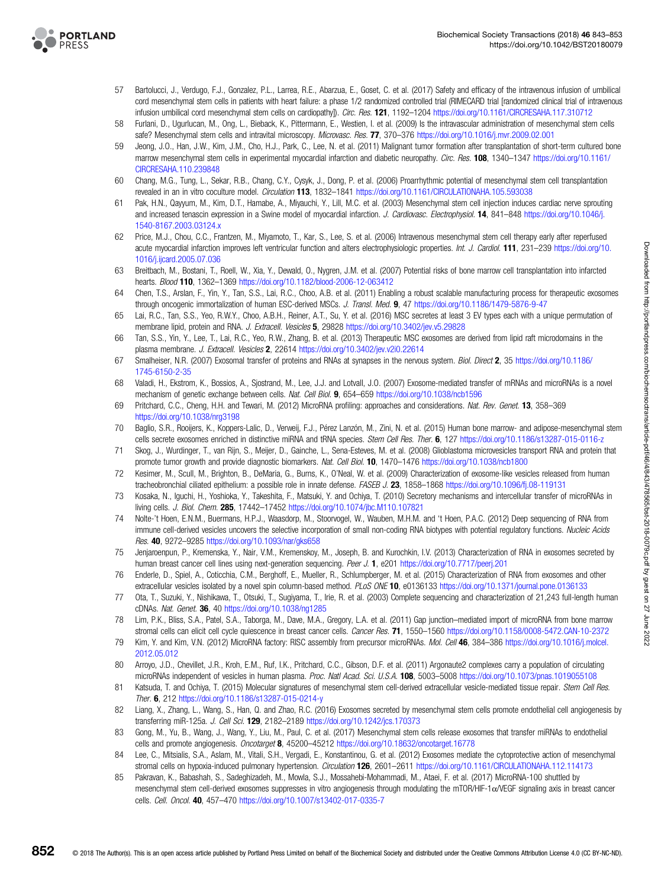57 Bartolucci, J., Verdugo, F.J., Gonzalez, P.L., Larrea, R.E., Abarzua, E., Goset, C. et al. (2017) Safety and efficacy of the intravenous infusion of umbilical cord mesenchymal stem cells in patients with heart failure: a phase 1/2 randomized controlled trial (RIMECARD trial [randomized clinical trial of intravenous infusion umbilical cord mesenchymal stem cells on cardiopathy]). *Circ. Res.* **121**, 1192–1204 https://doi.org/10.1161/CIRCRESAHA.117.310712

58 Furlani, D., Ugurlucan, M., Ong, L., Bieback, K., Pittermann, E., Westien, I. et al. (2009) Is the intravascular administration of mesenchymal stem cells safe? Mesenchymal stem cells and intravital microscopy. *Microvasc. Res.* **77**, 370–376 https://doi.org/10.1016/j.mvr.2009.02.001

59 Jeong, J.O., Han, J.W., Kim, J.M., Cho, H.J., Park, C., Lee, N. et al. (2011) Malignant tumor formation after transplantation of short-term cultured bone marrow mesenchymal stem cells in experimental myocardial infarction and diabetic neuropathy. *Circ. Res.* **108**, 1340–1347 https://doi.org/10.1161/CIRCRESAHA.110.239848

60 Chang, M.G., Tung, L., Sekar, R.B., Chang, C.Y., Cysyk, J., Dong, P. et al. (2006) Proarrhythmic potential of mesenchymal stem cell transplantation revealed in an in vitro coculture model. *Circulation* **113**, 1832–1841 https://doi.org/10.1161/CIRCULATIONAHA.105.593038

61 Pak, H.N., Qayyum, M., Kim, D.T., Hamabe, A., Miyauchi, Y., Lill, M.C. et al. (2003) Mesenchymal stem cell injection induces cardiac nerve sprouting and increased tenascin expression in a Swine model of myocardial infarction. *J. Cardiovasc. Electrophysiol.* **14**, 841–848 https://doi.org/10.1046/j.1540-8167.2003.03124.x

62 Price, M.J., Chou, C.C., Frantzen, M., Miyamoto, T., Kar, S., Lee, S. et al. (2006) Intravenous mesenchymal stem cell therapy early after reperfused acute myocardial infarction improves left ventricular function and alters electrophysiologic properties. *Int. J. Cardiol.* **111**, 231–239 https://doi.org/10.1016/j.ijcard.2005.07.036

63 Breitbach, M., Bostani, T., Roell, W., Xia, Y., Dewald, O., Nygren, J.M. et al. (2007) Potential risks of bone marrow cell transplantation into infarcted hearts. *Blood* **110**, 1362–1369 https://doi.org/10.1182/blood-2006-12-063412

64 Chen, T.S., Arslan, F., Yin, Y., Tan, S.S., Lai, R.C., Choo, A.B. et al. (2011) Enabling a robust scalable manufacturing process for therapeutic exosomes through oncogenic immortalization of human ESC-derived MSCs. *J. Transl. Med.* **9**, 47 https://doi.org/10.1186/1479-5876-9-47

65 Lai, R.C., Tan, S.S., Yeo, R.W.Y., Choo, A.B.H., Reiner, A.T., Su, Y. et al. (2016) MSC secretes at least 3 EV types each with a unique permutation of membrane lipid, protein and RNA. *J. Extracell. Vesicles* **5**, 29828 https://doi.org/10.3402/jev.v5.29828

66 Tan, S.S., Yin, Y., Lee, T., Lai, R.C., Yeo, R.W., Zhang, B. et al. (2013) Therapeutic MSC exosomes are derived from lipid raft microdomains in the plasma membrane. *J. Extracell. Vesicles* **2**, 22614 https://doi.org/10.3402/jev.v2i0.22614

67 Smalheiser, N.R. (2007) Exosomal transfer of proteins and RNAs at synapses in the nervous system. *Biol. Direct* **2**, 35 https://doi.org/10.1186/1745-6150-2-35

68 Valadi, H., Ekstrom, K., Bossios, A., Sjostrand, M., Lee, J.J. and Lotvall, J.O. (2007) Exosome-mediated transfer of mRNAs and microRNAs is a novel mechanism of genetic exchange between cells. *Nat. Cell Biol.* **9**, 654–659 https://doi.org/10.1038/ncb1596

69 Pritchard, C.C., Cheng, H.H. and Tewari, M. (2012) MicroRNA profiling: approaches and considerations. *Nat. Rev. Genet.* **13**, 358–369 https://doi.org/10.1038/nrg3198

70 Baglio, S.R., Rooijers, K., Koppers-Lalic, D., Verweij, F.J., Pérez Lanzón, M., Zini, N. et al. (2015) Human bone marrow- and adipose-mesenchymal stem cells secrete exosomes enriched in distinctive miRNA and tRNA species. *Stem Cell Res. Ther.* **6**, 127 https://doi.org/10.1186/s13287-015-0116-z

71 Skog, J., Wurdinger, T., van Rijn, S., Meijer, D., Gainche, L., Sena-Esteves, M. et al. (2008) Glioblastoma microvesicles transport RNA and protein that promote tumor growth and provide diagnostic biomarkers. *Nat. Cell Biol.* **10**, 1470–1476 https://doi.org/10.1038/ncb1800

72 Kesimer, M., Scull, M., Brighton, B., DeMaria, G., Burns, K., O'Neal, W. et al. (2009) Characterization of exosome-like vesicles released from human tracheobronchial ciliated epithelium: a possible role in innate defense. *FASEB J.* **23**, 1858–1868 https://doi.org/10.1096/fj.08-119131

73 Kosaka, N., Iguchi, H., Yoshioka, Y., Takeshita, F., Matsuki, Y. and Ochiya, T. (2010) Secretory mechanisms and intercellular transfer of microRNAs in living cells. *J. Biol. Chem.* **285**, 17442–17452 https://doi.org/10.1074/jbc.M110.107821

74 Nolte-'t Hoen, E.N.M., Buermans, H.P.J., Waasdorp, M., Stoorvogel, W., Wauben, M.H.M. and 't Hoen, P.A.C. (2012) Deep sequencing of RNA from immune cell-derived vesicles uncovers the selective incorporation of small non-coding RNA biotypes with potential regulatory functions. *Nucleic Acids Res.* **40**, 9272–9285 https://doi.org/10.1093/nar/gks658

75 Jenjaroenpun, P., Kremenska, Y., Nair, V.M., Kremenskoy, M., Joseph, B. and Kurochkin, I.V. (2013) Characterization of RNA in exosomes secreted by human breast cancer cell lines using next-generation sequencing. *Peer J.* **1**, e201 https://doi.org/10.7717/peerj.201

76 Enderle, D., Spiel, A., Coticchia, C.M., Berghoff, E., Mueller, R., Schlumpberger, M. et al. (2015) Characterization of RNA from exosomes and other extracellular vesicles isolated by a novel spin column-based method. *PLoS ONE* **10**, e0136133 https://doi.org/10.1371/journal.pone.0136133

77 Ota, T., Suzuki, Y., Nishikawa, T., Otsuki, T., Sugiyama, T., Irie, R. et al. (2003) Complete sequencing and characterization of 21,243 full-length human cDNAs. *Nat. Genet.* **36**, 40 https://doi.org/10.1038/ng1285

78 Lim, P.K., Bliss, S.A., Patel, S.A., Taborga, M., Dave, M.A., Gregory, L.A. et al. (2011) Gap junction–mediated import of microRNA from bone marrow stromal cells can elicit cell cycle quiescence in breast cancer cells. *Cancer Res.* **71**, 1550–1560 https://doi.org/10.1158/0008-5472.CAN-10-2372

79 Kim, Y. and Kim, V.N. (2012) MicroRNA factory: RISC assembly from precursor microRNAs. *Mol. Cell* **46**, 384–386 https://doi.org/10.1016/j.molcel.2012.05.012

80 Arroyo, J.D., Chevillet, J.R., Kroh, E.M., Ruf, I.K., Pritchard, C.C., Gibson, D.F. et al. (2011) Argonaute2 complexes carry a population of circulating microRNAs independent of vesicles in human plasma. *Proc. Natl Acad. Sci. U.S.A.* **108**, 5003–5008 https://doi.org/10.1073/pnas.1019055108

81 Katsuda, T. and Ochiya, T. (2015) Molecular signatures of mesenchymal stem cell-derived extracellular vesicle-mediated tissue repair. *Stem Cell Res. Ther.* **6**, 212 https://doi.org/10.1186/s13287-015-0214-y

82 Liang, X., Zhang, L., Wang, S., Han, Q. and Zhao, R.C. (2016) Exosomes secreted by mesenchymal stem cells promote endothelial cell angiogenesis by transferring miR-125a. *J. Cell Sci.* **129**, 2182–2189 https://doi.org/10.1242/jcs.170373

83 Gong, M., Yu, B., Wang, J., Wang, Y., Liu, M., Paul, C. et al. (2017) Mesenchymal stem cells release exosomes that transfer miRNAs to endothelial cells and promote angiogenesis. *Oncotarget* **8**, 45200–45212 https://doi.org/10.18632/oncotarget.16778

84 Lee, C., Mitsialis, S.A., Aslam, M., Vitali, S.H., Vergadi, E., Konstantinou, G. et al. (2012) Exosomes mediate the cytoprotective action of mesenchymal stromal cells on hypoxia-induced pulmonary hypertension. *Circulation* **126**, 2601–2611 https://doi.org/10.1161/CIRCULATIONAHA.112.114173

85 Pakravan, K., Babashah, S., Sadeghizadeh, M., Mowla, S.J., Mossahebi-Mohammadi, M., Ataei, F. et al. (2017) MicroRNA-100 shuttled by mesenchymal stem cell-derived exosomes suppresses in vitro angiogenesis through modulating the mTOR/HIF-1α/VEGF signaling axis in breast cancer cells. *Cell. Oncol.* **40**, 457–470 https://doi.org/10.1007/s13402-017-0335-7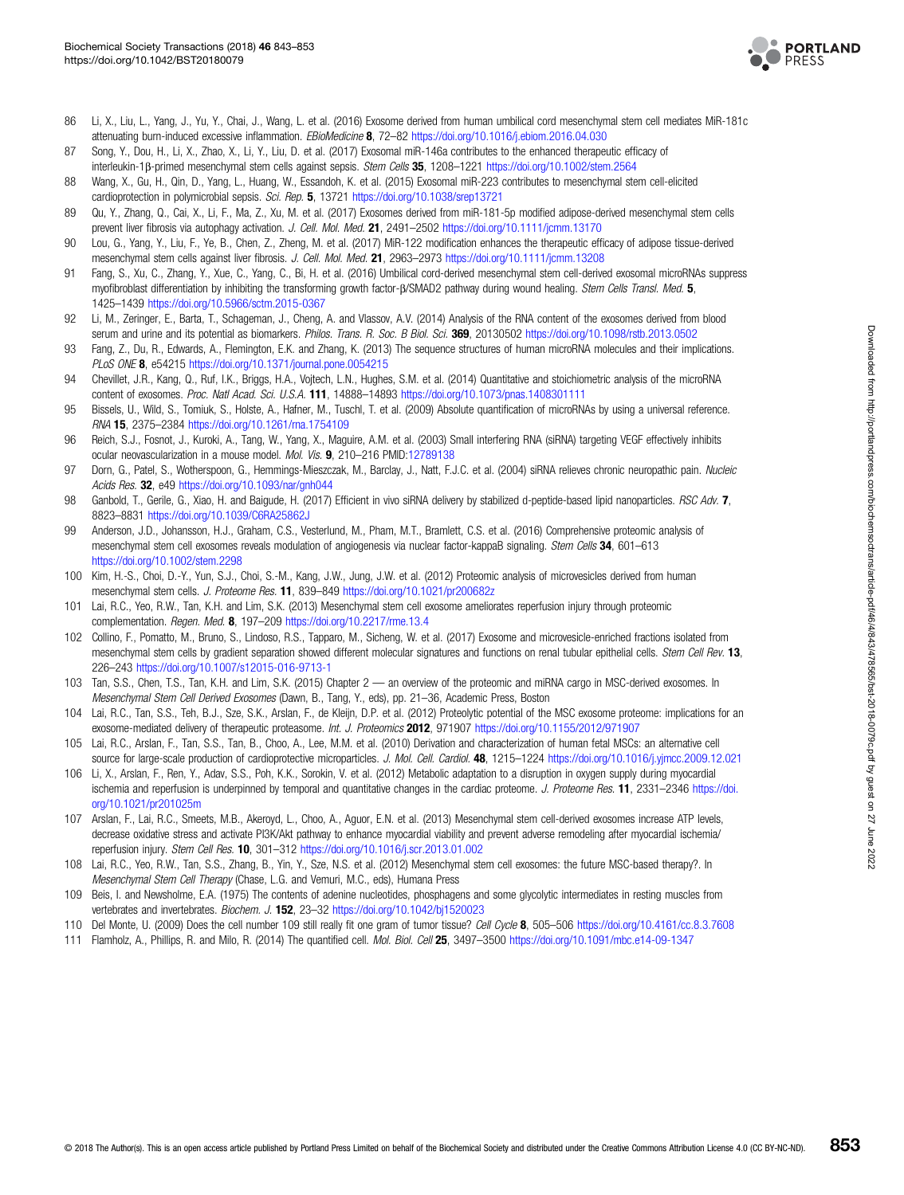86 Li, X., Liu, L., Yang, J., Yu, Y., Chai, J., Wang, L. et al. (2016) Exosome derived from human umbilical cord mesenchymal stem cell mediates MiR-181c attenuating burn-induced excessive inflammation. *EBioMedicine* **8**, 72–82 https://doi.org/10.1016/j.ebiom.2016.04.030

87 Song, Y., Dou, H., Li, X., Zhao, X., Li, Y., Liu, D. et al. (2017) Exosomal miR-146a contributes to the enhanced therapeutic efficacy of interleukin-1β-primed mesenchymal stem cells against sepsis. *Stem Cells* **35**, 1208–1221 https://doi.org/10.1002/stem.2564

88 Wang, X., Gu, H., Qin, D., Yang, L., Huang, W., Essandoh, K. et al. (2015) Exosomal miR-223 contributes to mesenchymal stem cell-elicited cardioprotection in polymicrobial sepsis. *Sci. Rep.* **5**, 13721 https://doi.org/10.1038/srep13721

89 Qu, Y., Zhang, Q., Cai, X., Li, F., Ma, Z., Xu, M. et al. (2017) Exosomes derived from miR-181-5p modified adipose-derived mesenchymal stem cells prevent liver fibrosis via autophagy activation. *J. Cell. Mol. Med.* **21**, 2491–2502 https://doi.org/10.1111/jcmm.13170

90 Lou, G., Yang, Y., Liu, F., Ye, B., Chen, Z., Zheng, M. et al. (2017) MiR-122 modification enhances the therapeutic efficacy of adipose tissue-derived mesenchymal stem cells against liver fibrosis. *J. Cell. Mol. Med.* **21**, 2963–2973 https://doi.org/10.1111/jcmm.13208

91 Fang, S., Xu, C., Zhang, Y., Xue, C., Yang, C., Bi, H. et al. (2016) Umbilical cord-derived mesenchymal stem cell-derived exosomal microRNAs suppress myofibroblast differentiation by inhibiting the transforming growth factor-β/SMAD2 pathway during wound healing. *Stem Cells Transl. Med.* **5**, 1425–1439 https://doi.org/10.5966/sctm.2015-0367

92 Li, M., Zeringer, E., Barta, T., Schageman, J., Cheng, A. and Vlassov, A.V. (2014) Analysis of the RNA content of the exosomes derived from blood serum and urine and its potential as biomarkers. *Philos. Trans. R. Soc. B Biol. Sci.* **369**, 20130502 https://doi.org/10.1098/rstb.2013.0502

93 Fang, Z., Du, R., Edwards, A., Flemington, E.K. and Zhang, K. (2013) The sequence structures of human microRNA molecules and their implications. *PLoS ONE* **8**, e54215 https://doi.org/10.1371/journal.pone.0054215

94 Chevillet, J.R., Kang, Q., Ruf, I.K., Briggs, H.A., Vojtech, L.N., Hughes, S.M. et al. (2014) Quantitative and stoichiometric analysis of the microRNA content of exosomes. *Proc. Natl Acad. Sci. U.S.A.* **111**, 14888–14893 https://doi.org/10.1073/pnas.1408301111

95 Bissels, U., Wild, S., Tomiuk, S., Holste, A., Hafner, M., Tuschl, T. et al. (2009) Absolute quantification of microRNAs by using a universal reference. *RNA* **15**, 2375–2384 https://doi.org/10.1261/rna.1754109

96 Reich, S.J., Fosnot, J., Kuroki, A., Tang, W., Yang, X., Maguire, A.M. et al. (2003) Small interfering RNA (siRNA) targeting VEGF effectively inhibits ocular neovascularization in a mouse model. *Mol. Vis.* **9**, 210–216 PMID:12789138

97 Dorn, G., Patel, S., Wotherspoon, G., Hemmings-Mieszczak, M., Barclay, J., Natt, F.J.C. et al. (2004) siRNA relieves chronic neuropathic pain. *Nucleic Acids Res.* **32**, e49 https://doi.org/10.1093/nar/gnh044

98 Ganbold, T., Gerile, G., Xiao, H. and Baigude, H. (2017) Efficient in vivo siRNA delivery by stabilized d-peptide-based lipid nanoparticles. *RSC Adv.* **7**, 8823–8831 https://doi.org/10.1039/C6RA25862J

99 Anderson, J.D., Johansson, H.J., Graham, C.S., Vesterlund, M., Pham, M.T., Bramlett, C.S. et al. (2016) Comprehensive proteomic analysis of mesenchymal stem cell exosomes reveals modulation of angiogenesis via nuclear factor-kappaB signaling. *Stem Cells* **34**, 601–613 https://doi.org/10.1002/stem.2298

100 Kim, H.-S., Choi, D.-Y., Yun, S.J., Choi, S.-M., Kang, J.W., Jung, J.W. et al. (2012) Proteomic analysis of microvesicles derived from human mesenchymal stem cells. *J. Proteome Res.* **11**, 839–849 https://doi.org/10.1021/pr200682z

101 Lai, R.C., Yeo, R.W., Tan, K.H. and Lim, S.K. (2013) Mesenchymal stem cell exosome ameliorates reperfusion injury through proteomic complementation. *Regen. Med.* **8**, 197–209 https://doi.org/10.2217/rme.13.4

102 Collino, F., Pomatto, M., Bruno, S., Lindoso, R.S., Tapparo, M., Sicheng, W. et al. (2017) Exosome and microvesicle-enriched fractions isolated from mesenchymal stem cells by gradient separation showed different molecular signatures and functions on renal tubular epithelial cells. *Stem Cell Rev.* **13**, 226–243 https://doi.org/10.1007/s12015-016-9713-1

103 Tan, S.S., Chen, T.S., Tan, K.H. and Lim, S.K. (2015) Chapter 2 — an overview of the proteomic and miRNA cargo in MSC-derived exosomes. In *Mesenchymal Stem Cell Derived Exosomes* (Dawn, B., Tang, Y., eds), pp. 21–36, Academic Press, Boston

104 Lai, R.C., Tan, S.S., Teh, B.J., Sze, S.K., Arslan, F., de Kleijn, D.P. et al. (2012) Proteolytic potential of the MSC exosome proteome: implications for an exosome-mediated delivery of therapeutic proteasome. *Int. J. Proteomics* **2012**, 971907 https://doi.org/10.1155/2012/971907

105 Lai, R.C., Arslan, F., Tan, S.S., Tan, B., Choo, A., Lee, M.M. et al. (2010) Derivation and characterization of human fetal MSCs: an alternative cell source for large-scale production of cardioprotective microparticles. *J. Mol. Cell. Cardiol.* **48**, 1215–1224 https://doi.org/10.1016/j.yjmcc.2009.12.021

106 Li, X., Arslan, F., Ren, Y., Adav, S.S., Poh, K.K., Sorokin, V. et al. (2012) Metabolic adaptation to a disruption in oxygen supply during myocardial ischemia and reperfusion is underpinned by temporal and quantitative changes in the cardiac proteome. *J. Proteome Res.* **11**, 2331–2346 https://doi.org/10.1021/pr201025m

107 Arslan, F., Lai, R.C., Smeets, M.B., Akeroyd, L., Choo, A., Aguor, E.N. et al. (2013) Mesenchymal stem cell-derived exosomes increase ATP levels, decrease oxidative stress and activate PI3K/Akt pathway to enhance myocardial viability and prevent adverse remodeling after myocardial ischemia/reperfusion injury. *Stem Cell Res.* **10**, 301–312 https://doi.org/10.1016/j.scr.2013.01.002

108 Lai, R.C., Yeo, R.W., Tan, S.S., Zhang, B., Yin, Y., Sze, N.S. et al. (2012) Mesenchymal stem cell exosomes: the future MSC-based therapy?. In *Mesenchymal Stem Cell Therapy* (Chase, L.G. and Vemuri, M.C., eds), Humana Press

109 Beis, I. and Newsholme, E.A. (1975) The contents of adenine nucleotides, phosphagens and some glycolytic intermediates in resting muscles from vertebrates and invertebrates. *Biochem. J.* **152**, 23–32 https://doi.org/10.1042/bj1520023

110 Del Monte, U. (2009) Does the cell number 109 still really fit one gram of tumor tissue? *Cell Cycle* **8**, 505–506 https://doi.org/10.4161/cc.8.3.7608

111 Flamholz, A., Phillips, R. and Milo, R. (2014) The quantified cell. *Mol. Biol. Cell* **25**, 3497–3500 https://doi.org/10.1091/mbc.e14-09-1347